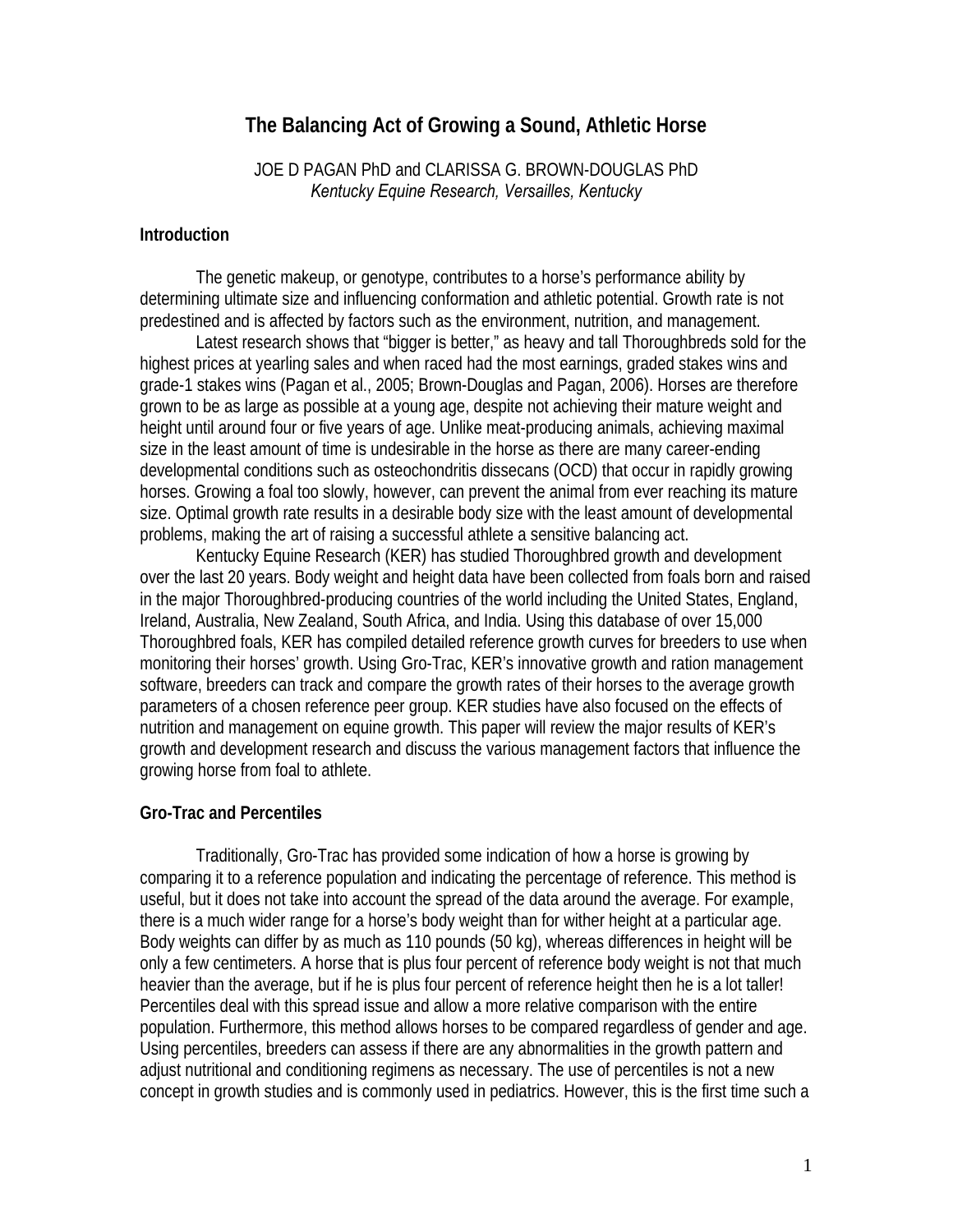# The Balancing Act of Growing a Sound, Athletic Horse

JOE D PAGAN PhD and CLARISSA G. BROWN-DOUGLAS PhD
*Kentucky Equine Research, Versailles, Kentucky*

## Introduction

The genetic makeup, or genotype, contributes to a horse's performance ability by determining ultimate size and influencing conformation and athletic potential. Growth rate is not predestined and is affected by factors such as the environment, nutrition, and management.

Latest research shows that "bigger is better," as heavy and tall Thoroughbreds sold for the highest prices at yearling sales and when raced had the most earnings, graded stakes wins and grade-1 stakes wins (Pagan et al., 2005; Brown-Douglas and Pagan, 2006). Horses are therefore grown to be as large as possible at a young age, despite not achieving their mature weight and height until around four or five years of age. Unlike meat-producing animals, achieving maximal size in the least amount of time is undesirable in the horse as there are many career-ending developmental conditions such as osteochondritis dissecans (OCD) that occur in rapidly growing horses. Growing a foal too slowly, however, can prevent the animal from ever reaching its mature size. Optimal growth rate results in a desirable body size with the least amount of developmental problems, making the art of raising a successful athlete a sensitive balancing act.

Kentucky Equine Research (KER) has studied Thoroughbred growth and development over the last 20 years. Body weight and height data have been collected from foals born and raised in the major Thoroughbred-producing countries of the world including the United States, England, Ireland, Australia, New Zealand, South Africa, and India. Using this database of over 15,000 Thoroughbred foals, KER has compiled detailed reference growth curves for breeders to use when monitoring their horses' growth. Using Gro-Trac, KER's innovative growth and ration management software, breeders can track and compare the growth rates of their horses to the average growth parameters of a chosen reference peer group. KER studies have also focused on the effects of nutrition and management on equine growth. This paper will review the major results of KER's growth and development research and discuss the various management factors that influence the growing horse from foal to athlete.

## Gro-Trac and Percentiles

Traditionally, Gro-Trac has provided some indication of how a horse is growing by comparing it to a reference population and indicating the percentage of reference. This method is useful, but it does not take into account the spread of the data around the average. For example, there is a much wider range for a horse's body weight than for wither height at a particular age. Body weights can differ by as much as 110 pounds (50 kg), whereas differences in height will be only a few centimeters. A horse that is plus four percent of reference body weight is not that much heavier than the average, but if he is plus four percent of reference height then he is a lot taller! Percentiles deal with this spread issue and allow a more relative comparison with the entire population. Furthermore, this method allows horses to be compared regardless of gender and age. Using percentiles, breeders can assess if there are any abnormalities in the growth pattern and adjust nutritional and conditioning regimens as necessary. The use of percentiles is not a new concept in growth studies and is commonly used in pediatrics. However, this is the first time such a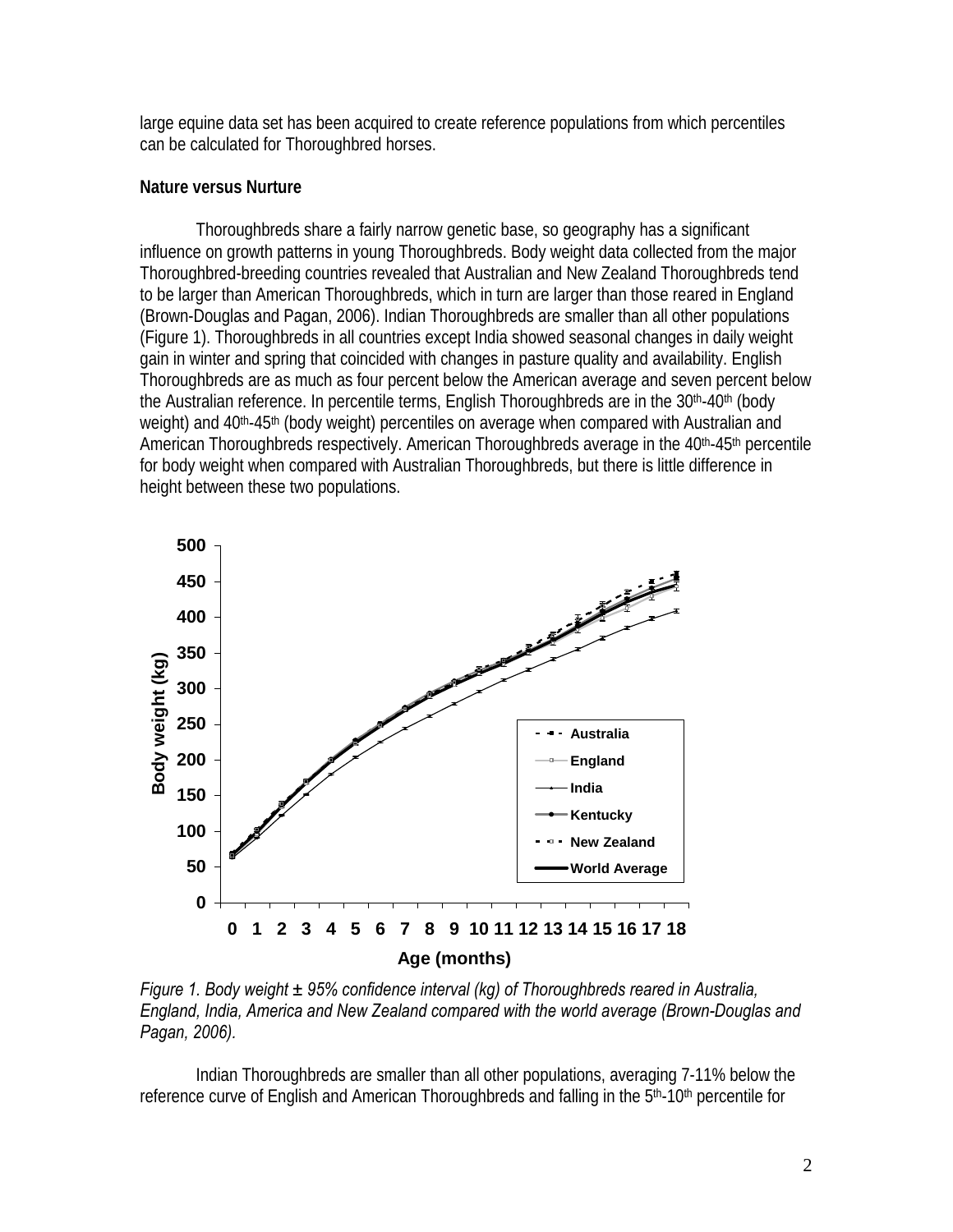large equine data set has been acquired to create reference populations from which percentiles can be calculated for Thoroughbred horses.

**Nature versus Nurture**

Thoroughbreds share a fairly narrow genetic base, so geography has a significant influence on growth patterns in young Thoroughbreds. Body weight data collected from the major Thoroughbred-breeding countries revealed that Australian and New Zealand Thoroughbreds tend to be larger than American Thoroughbreds, which in turn are larger than those reared in England (Brown-Douglas and Pagan, 2006). Indian Thoroughbreds are smaller than all other populations (Figure 1). Thoroughbreds in all countries except India showed seasonal changes in daily weight gain in winter and spring that coincided with changes in pasture quality and availability. English Thoroughbreds are as much as four percent below the American average and seven percent below the Australian reference. In percentile terms, English Thoroughbreds are in the 30th-40th (body weight) and 40th-45th (body weight) percentiles on average when compared with Australian and American Thoroughbreds respectively. American Thoroughbreds average in the 40th-45th percentile for body weight when compared with Australian Thoroughbreds, but there is little difference in height between these two populations.

*Figure 1. Body weight ± 95% confidence interval (kg) of Thoroughbreds reared in Australia, England, India, America and New Zealand compared with the world average (Brown-Douglas and Pagan, 2006).*

Indian Thoroughbreds are smaller than all other populations, averaging 7-11% below the reference curve of English and American Thoroughbreds and falling in the 5th-10th percentile for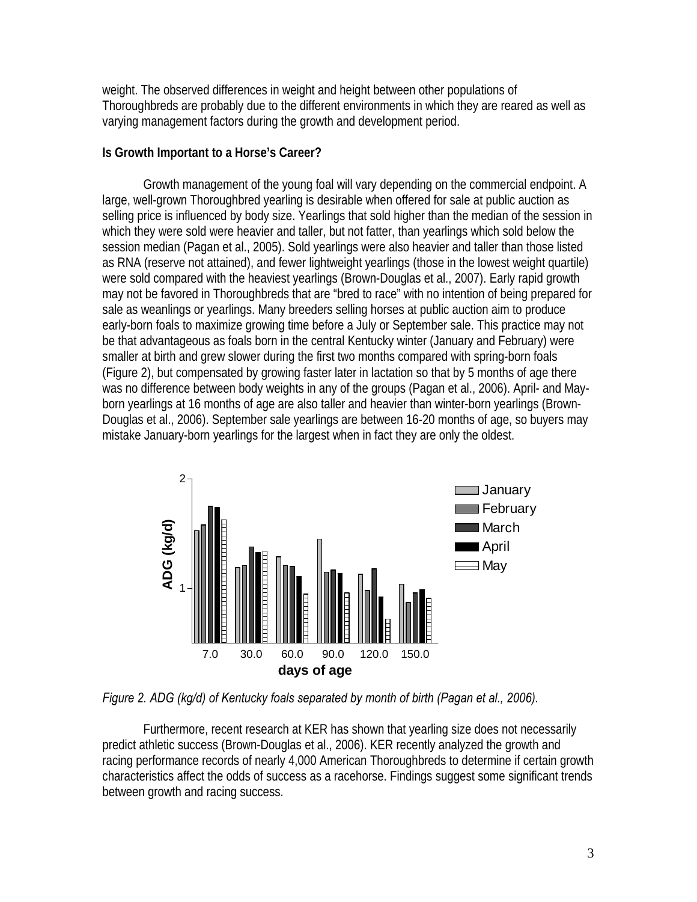weight. The observed differences in weight and height between other populations of Thoroughbreds are probably due to the different environments in which they are reared as well as varying management factors during the growth and development period.

**Is Growth Important to a Horse's Career?**

Growth management of the young foal will vary depending on the commercial endpoint. A large, well-grown Thoroughbred yearling is desirable when offered for sale at public auction as selling price is influenced by body size. Yearlings that sold higher than the median of the session in which they were sold were heavier and taller, but not fatter, than yearlings which sold below the session median (Pagan et al., 2005). Sold yearlings were also heavier and taller than those listed as RNA (reserve not attained), and fewer lightweight yearlings (those in the lowest weight quartile) were sold compared with the heaviest yearlings (Brown-Douglas et al., 2007). Early rapid growth may not be favored in Thoroughbreds that are "bred to race" with no intention of being prepared for sale as weanlings or yearlings. Many breeders selling horses at public auction aim to produce early-born foals to maximize growing time before a July or September sale. This practice may not be that advantageous as foals born in the central Kentucky winter (January and February) were smaller at birth and grew slower during the first two months compared with spring-born foals (Figure 2), but compensated by growing faster later in lactation so that by 5 months of age there was no difference between body weights in any of the groups (Pagan et al., 2006). April- and May-born yearlings at 16 months of age are also taller and heavier than winter-born yearlings (Brown-Douglas et al., 2006). September sale yearlings are between 16-20 months of age, so buyers may mistake January-born yearlings for the largest when in fact they are only the oldest.

*Figure 2. ADG (kg/d) of Kentucky foals separated by month of birth (Pagan et al., 2006).*

Furthermore, recent research at KER has shown that yearling size does not necessarily predict athletic success (Brown-Douglas et al., 2006). KER recently analyzed the growth and racing performance records of nearly 4,000 American Thoroughbreds to determine if certain growth characteristics affect the odds of success as a racehorse. Findings suggest some significant trends between growth and racing success.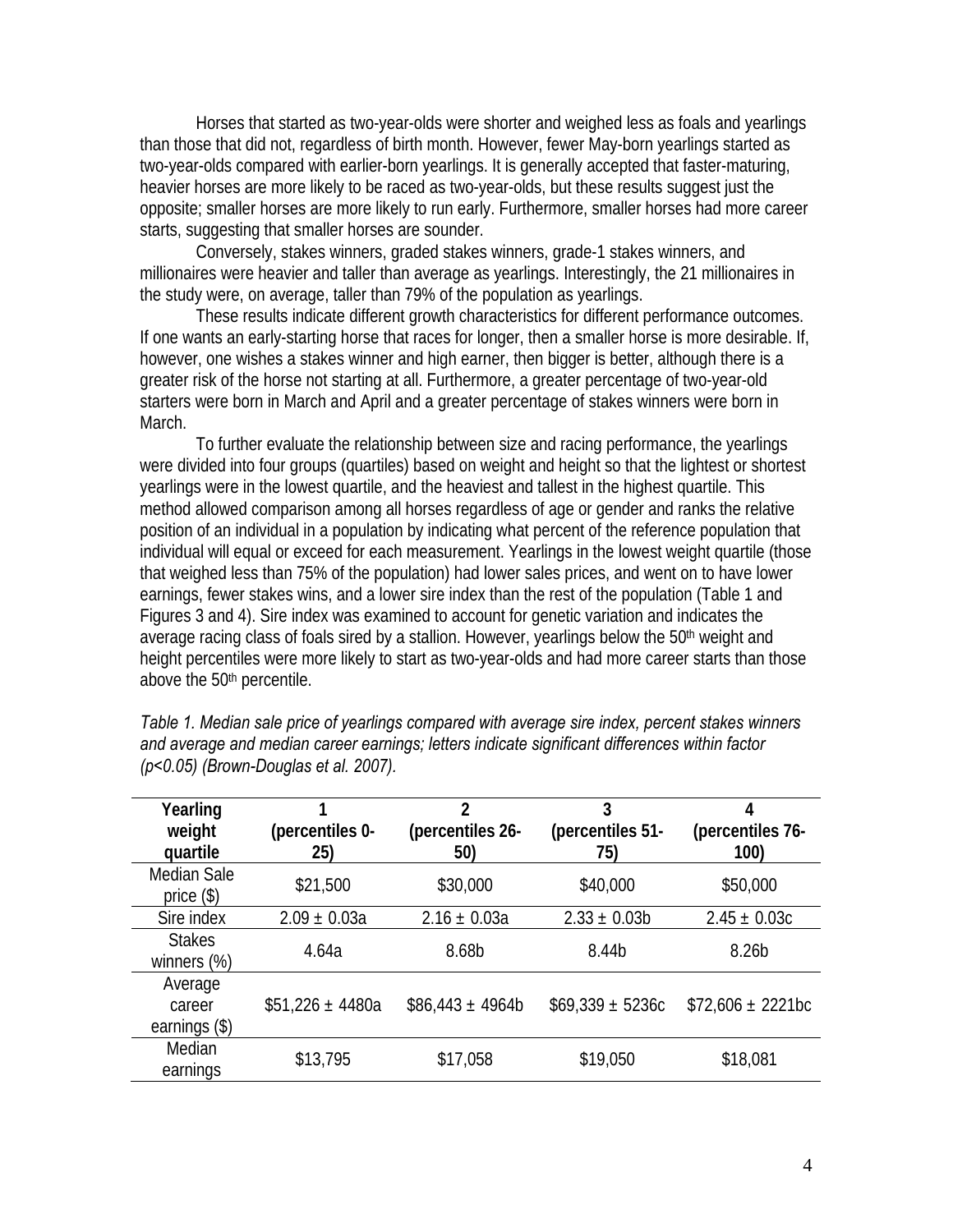Horses that started as two-year-olds were shorter and weighed less as foals and yearlings than those that did not, regardless of birth month. However, fewer May-born yearlings started as two-year-olds compared with earlier-born yearlings. It is generally accepted that faster-maturing, heavier horses are more likely to be raced as two-year-olds, but these results suggest just the opposite; smaller horses are more likely to run early. Furthermore, smaller horses had more career starts, suggesting that smaller horses are sounder.

Conversely, stakes winners, graded stakes winners, grade-1 stakes winners, and millionaires were heavier and taller than average as yearlings. Interestingly, the 21 millionaires in the study were, on average, taller than 79% of the population as yearlings.

These results indicate different growth characteristics for different performance outcomes. If one wants an early-starting horse that races for longer, then a smaller horse is more desirable. If, however, one wishes a stakes winner and high earner, then bigger is better, although there is a greater risk of the horse not starting at all. Furthermore, a greater percentage of two-year-old starters were born in March and April and a greater percentage of stakes winners were born in March.

To further evaluate the relationship between size and racing performance, the yearlings were divided into four groups (quartiles) based on weight and height so that the lightest or shortest yearlings were in the lowest quartile, and the heaviest and tallest in the highest quartile. This method allowed comparison among all horses regardless of age or gender and ranks the relative position of an individual in a population by indicating what percent of the reference population that individual will equal or exceed for each measurement. Yearlings in the lowest weight quartile (those that weighed less than 75% of the population) had lower sales prices, and went on to have lower earnings, fewer stakes wins, and a lower sire index than the rest of the population (Table 1 and Figures 3 and 4). Sire index was examined to account for genetic variation and indicates the average racing class of foals sired by a stallion. However, yearlings below the 50th weight and height percentiles were more likely to start as two-year-olds and had more career starts than those above the 50th percentile.

*Table 1. Median sale price of yearlings compared with average sire index, percent stakes winners and average and median career earnings; letters indicate significant differences within factor (p<0.05) (Brown-Douglas et al. 2007).*

| Yearling weight quartile | 1 (percentiles 0-25) | 2 (percentiles 26-50) | 3 (percentiles 51-75) | 4 (percentiles 76-100) |
|---|---|---|---|---|
| Median Sale price ($) | $21,500 | $30,000 | $40,000 | $50,000 |
| Sire index | 2.09 ± 0.03a | 2.16 ± 0.03a | 2.33 ± 0.03b | 2.45 ± 0.03c |
| Stakes winners (%) | 4.64a | 8.68b | 8.44b | 8.26b |
| Average career earnings ($) | $51,226 ± 4480a | $86,443 ± 4964b | $69,339 ± 5236c | $72,606 ± 2221bc |
| Median earnings | $13,795 | $17,058 | $19,050 | $18,081 |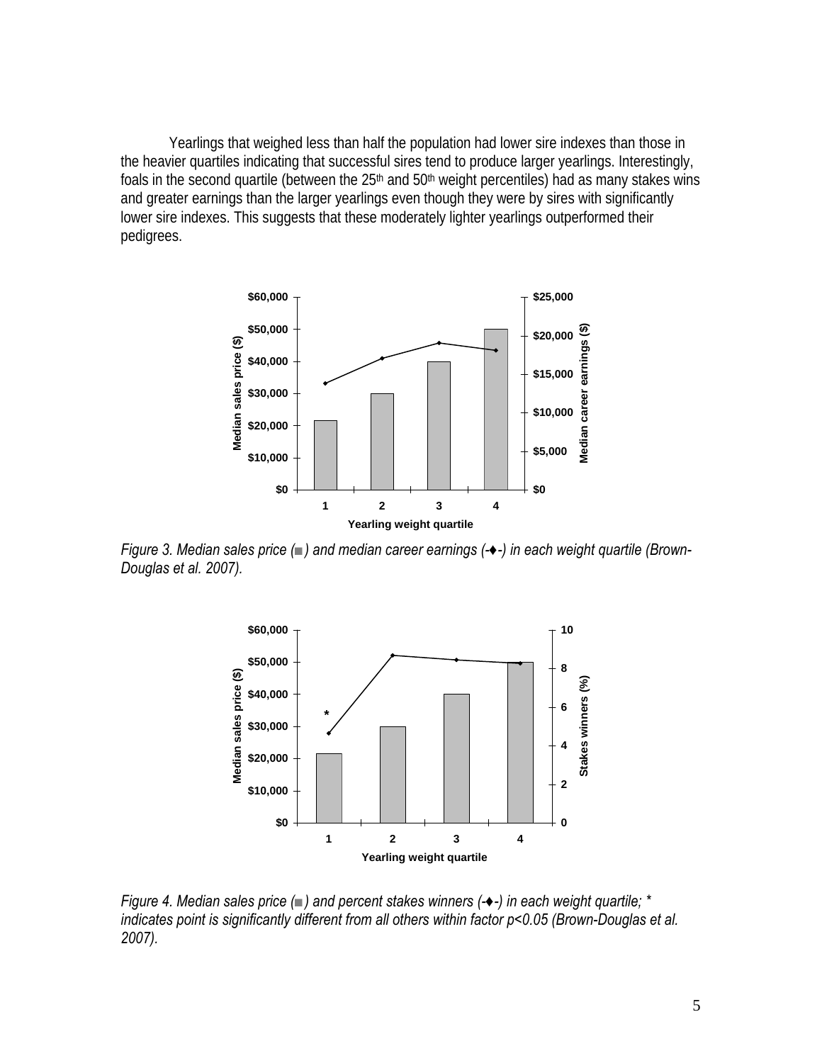Yearlings that weighed less than half the population had lower sire indexes than those in the heavier quartiles indicating that successful sires tend to produce larger yearlings. Interestingly, foals in the second quartile (between the 25th and 50th weight percentiles) had as many stakes wins and greater earnings than the larger yearlings even though they were by sires with significantly lower sire indexes. This suggests that these moderately lighter yearlings outperformed their pedigrees.

*Figure 3. Median sales price (■) and median career earnings (-♦-) in each weight quartile (Brown-Douglas et al. 2007).*

*Figure 4. Median sales price (■) and percent stakes winners (-♦-) in each weight quartile; * indicates point is significantly different from all others within factor p<0.05 (Brown-Douglas et al. 2007).*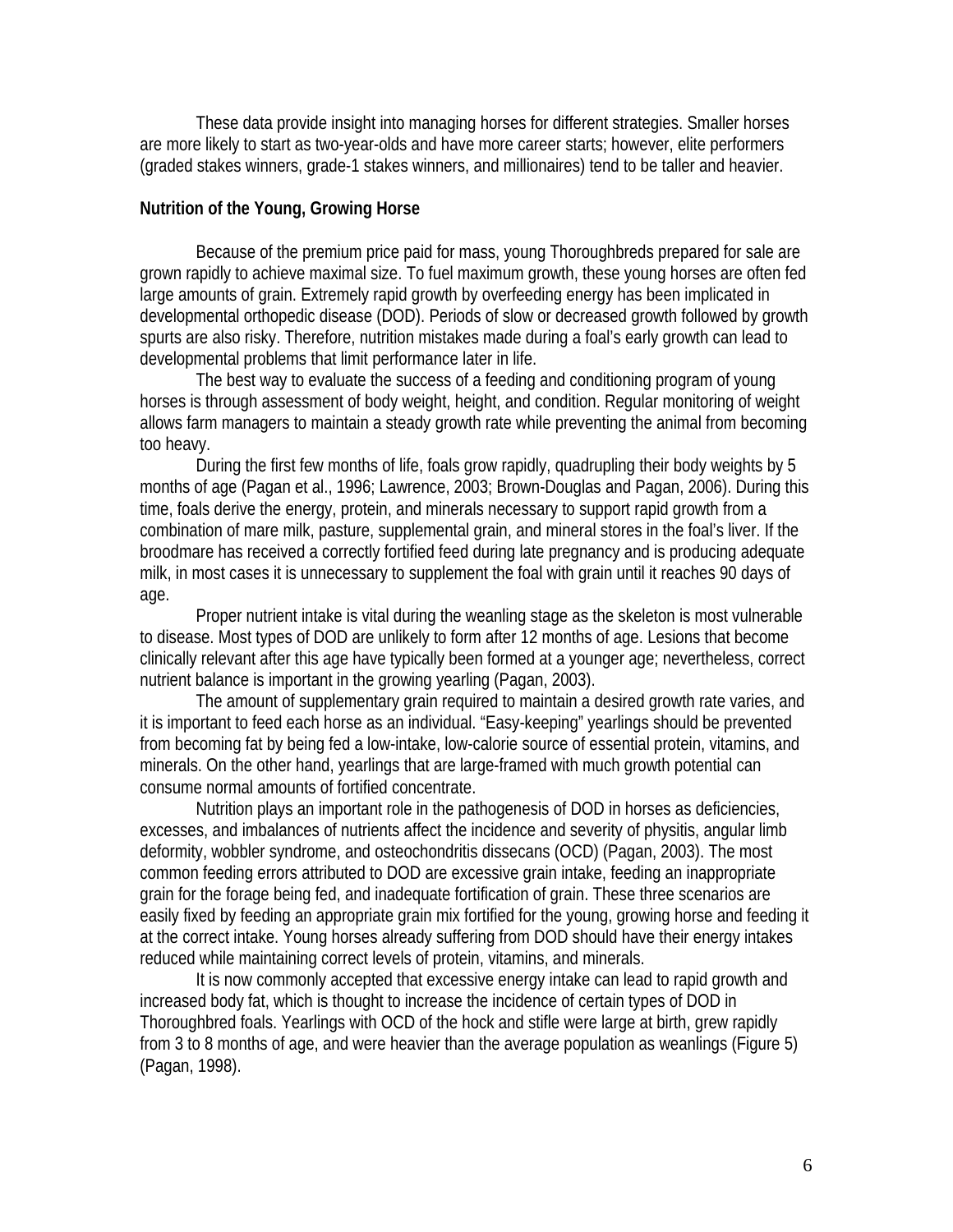These data provide insight into managing horses for different strategies. Smaller horses are more likely to start as two-year-olds and have more career starts; however, elite performers (graded stakes winners, grade-1 stakes winners, and millionaires) tend to be taller and heavier.

**Nutrition of the Young, Growing Horse**

Because of the premium price paid for mass, young Thoroughbreds prepared for sale are grown rapidly to achieve maximal size. To fuel maximum growth, these young horses are often fed large amounts of grain. Extremely rapid growth by overfeeding energy has been implicated in developmental orthopedic disease (DOD). Periods of slow or decreased growth followed by growth spurts are also risky. Therefore, nutrition mistakes made during a foal's early growth can lead to developmental problems that limit performance later in life.

The best way to evaluate the success of a feeding and conditioning program of young horses is through assessment of body weight, height, and condition. Regular monitoring of weight allows farm managers to maintain a steady growth rate while preventing the animal from becoming too heavy.

During the first few months of life, foals grow rapidly, quadrupling their body weights by 5 months of age (Pagan et al., 1996; Lawrence, 2003; Brown-Douglas and Pagan, 2006). During this time, foals derive the energy, protein, and minerals necessary to support rapid growth from a combination of mare milk, pasture, supplemental grain, and mineral stores in the foal's liver. If the broodmare has received a correctly fortified feed during late pregnancy and is producing adequate milk, in most cases it is unnecessary to supplement the foal with grain until it reaches 90 days of age.

Proper nutrient intake is vital during the weanling stage as the skeleton is most vulnerable to disease. Most types of DOD are unlikely to form after 12 months of age. Lesions that become clinically relevant after this age have typically been formed at a younger age; nevertheless, correct nutrient balance is important in the growing yearling (Pagan, 2003).

The amount of supplementary grain required to maintain a desired growth rate varies, and it is important to feed each horse as an individual. "Easy-keeping" yearlings should be prevented from becoming fat by being fed a low-intake, low-calorie source of essential protein, vitamins, and minerals. On the other hand, yearlings that are large-framed with much growth potential can consume normal amounts of fortified concentrate.

Nutrition plays an important role in the pathogenesis of DOD in horses as deficiencies, excesses, and imbalances of nutrients affect the incidence and severity of physitis, angular limb deformity, wobbler syndrome, and osteochondritis dissecans (OCD) (Pagan, 2003). The most common feeding errors attributed to DOD are excessive grain intake, feeding an inappropriate grain for the forage being fed, and inadequate fortification of grain. These three scenarios are easily fixed by feeding an appropriate grain mix fortified for the young, growing horse and feeding it at the correct intake. Young horses already suffering from DOD should have their energy intakes reduced while maintaining correct levels of protein, vitamins, and minerals.

It is now commonly accepted that excessive energy intake can lead to rapid growth and increased body fat, which is thought to increase the incidence of certain types of DOD in Thoroughbred foals. Yearlings with OCD of the hock and stifle were large at birth, grew rapidly from 3 to 8 months of age, and were heavier than the average population as weanlings (Figure 5) (Pagan, 1998).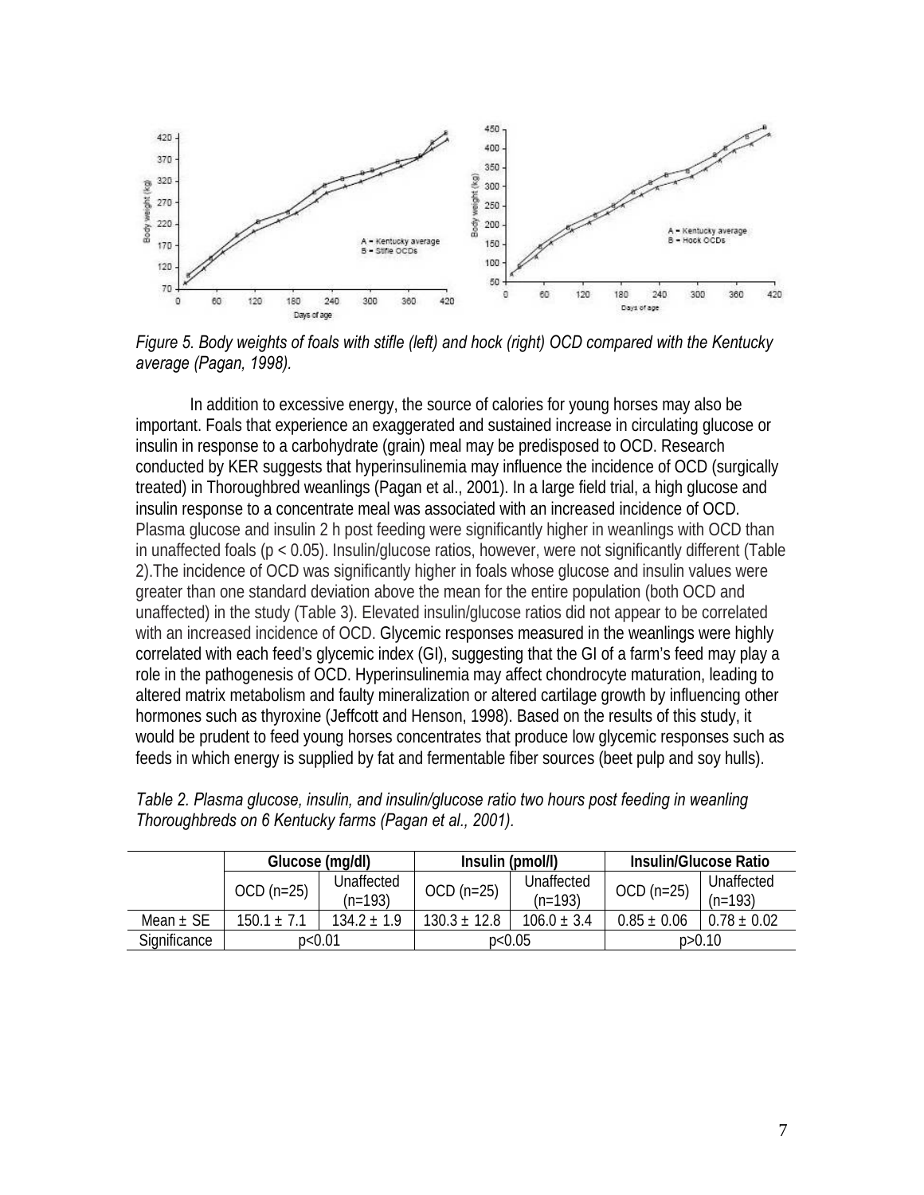*Figure 5. Body weights of foals with stifle (left) and hock (right) OCD compared with the Kentucky average (Pagan, 1998).*

In addition to excessive energy, the source of calories for young horses may also be important. Foals that experience an exaggerated and sustained increase in circulating glucose or insulin in response to a carbohydrate (grain) meal may be predisposed to OCD. Research conducted by KER suggests that hyperinsulinemia may influence the incidence of OCD (surgically treated) in Thoroughbred weanlings (Pagan et al., 2001). In a large field trial, a high glucose and insulin response to a concentrate meal was associated with an increased incidence of OCD. Plasma glucose and insulin 2 h post feeding were significantly higher in weanlings with OCD than in unaffected foals ($p < 0.05$). Insulin/glucose ratios, however, were not significantly different (Table 2).The incidence of OCD was significantly higher in foals whose glucose and insulin values were greater than one standard deviation above the mean for the entire population (both OCD and unaffected) in the study (Table 3). Elevated insulin/glucose ratios did not appear to be correlated with an increased incidence of OCD. Glycemic responses measured in the weanlings were highly correlated with each feed's glycemic index (GI), suggesting that the GI of a farm's feed may play a role in the pathogenesis of OCD. Hyperinsulinemia may affect chondrocyte maturation, leading to altered matrix metabolism and faulty mineralization or altered cartilage growth by influencing other hormones such as thyroxine (Jeffcott and Henson, 1998). Based on the results of this study, it would be prudent to feed young horses concentrates that produce low glycemic responses such as feeds in which energy is supplied by fat and fermentable fiber sources (beet pulp and soy hulls).

*Table 2. Plasma glucose, insulin, and insulin/glucose ratio two hours post feeding in weanling Thoroughbreds on 6 Kentucky farms (Pagan et al., 2001).*

| | Glucose (mg/dl) | | Insulin (pmol/l) | | Insulin/Glucose Ratio | |
|---|---|---|---|---|---|---|
| | OCD (n=25) | Unaffected (n=193) | OCD (n=25) | Unaffected (n=193) | OCD (n=25) | Unaffected (n=193) |
| Mean ± SE | 150.1 ± 7.1 | 134.2 ± 1.9 | 130.3 ± 12.8 | 106.0 ± 3.4 | 0.85 ± 0.06 | 0.78 ± 0.02 |
| Significance | p<0.01 | | p<0.05 | | p>0.10 | |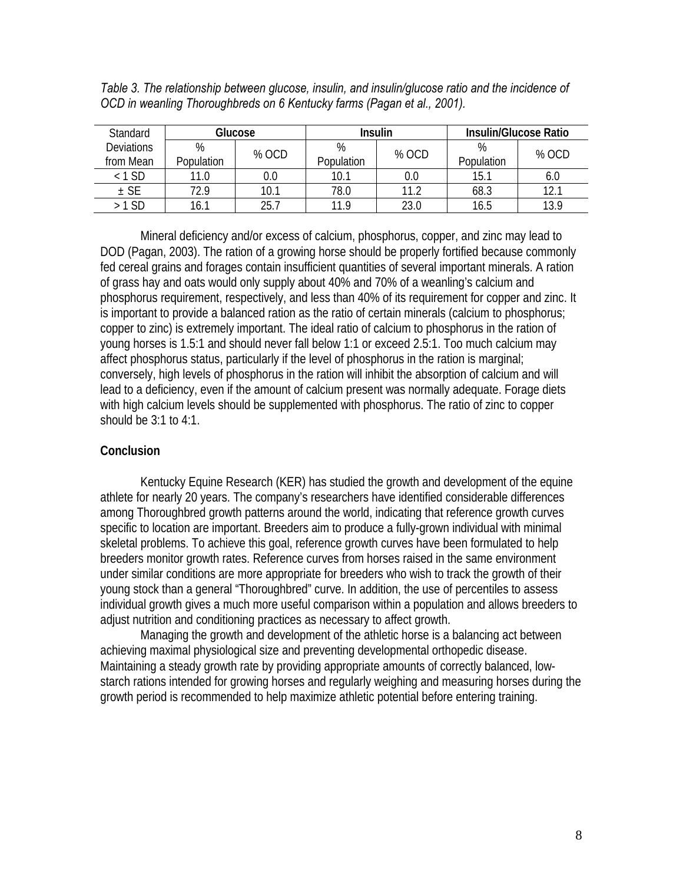*Table 3. The relationship between glucose, insulin, and insulin/glucose ratio and the incidence of OCD in weanling Thoroughbreds on 6 Kentucky farms (Pagan et al., 2001).*

| Standard Deviations from Mean | **Glucose** | | **Insulin** | | **Insulin/Glucose Ratio** | |
|---|---|---|---|---|---|---|
| | % Population | % OCD | % Population | % OCD | % Population | % OCD |
| < 1 SD | 11.0 | 0.0 | 10.1 | 0.0 | 15.1 | 6.0 |
| ± SE | 72.9 | 10.1 | 78.0 | 11.2 | 68.3 | 12.1 |
| > 1 SD | 16.1 | 25.7 | 11.9 | 23.0 | 16.5 | 13.9 |

Mineral deficiency and/or excess of calcium, phosphorus, copper, and zinc may lead to DOD (Pagan, 2003). The ration of a growing horse should be properly fortified because commonly fed cereal grains and forages contain insufficient quantities of several important minerals. A ration of grass hay and oats would only supply about 40% and 70% of a weanling's calcium and phosphorus requirement, respectively, and less than 40% of its requirement for copper and zinc. It is important to provide a balanced ration as the ratio of certain minerals (calcium to phosphorus; copper to zinc) is extremely important. The ideal ratio of calcium to phosphorus in the ration of young horses is 1.5:1 and should never fall below 1:1 or exceed 2.5:1. Too much calcium may affect phosphorus status, particularly if the level of phosphorus in the ration is marginal; conversely, high levels of phosphorus in the ration will inhibit the absorption of calcium and will lead to a deficiency, even if the amount of calcium present was normally adequate. Forage diets with high calcium levels should be supplemented with phosphorus. The ratio of zinc to copper should be 3:1 to 4:1.

**Conclusion**

Kentucky Equine Research (KER) has studied the growth and development of the equine athlete for nearly 20 years. The company's researchers have identified considerable differences among Thoroughbred growth patterns around the world, indicating that reference growth curves specific to location are important. Breeders aim to produce a fully-grown individual with minimal skeletal problems. To achieve this goal, reference growth curves have been formulated to help breeders monitor growth rates. Reference curves from horses raised in the same environment under similar conditions are more appropriate for breeders who wish to track the growth of their young stock than a general "Thoroughbred" curve. In addition, the use of percentiles to assess individual growth gives a much more useful comparison within a population and allows breeders to adjust nutrition and conditioning practices as necessary to affect growth.

Managing the growth and development of the athletic horse is a balancing act between achieving maximal physiological size and preventing developmental orthopedic disease. Maintaining a steady growth rate by providing appropriate amounts of correctly balanced, low-starch rations intended for growing horses and regularly weighing and measuring horses during the growth period is recommended to help maximize athletic potential before entering training.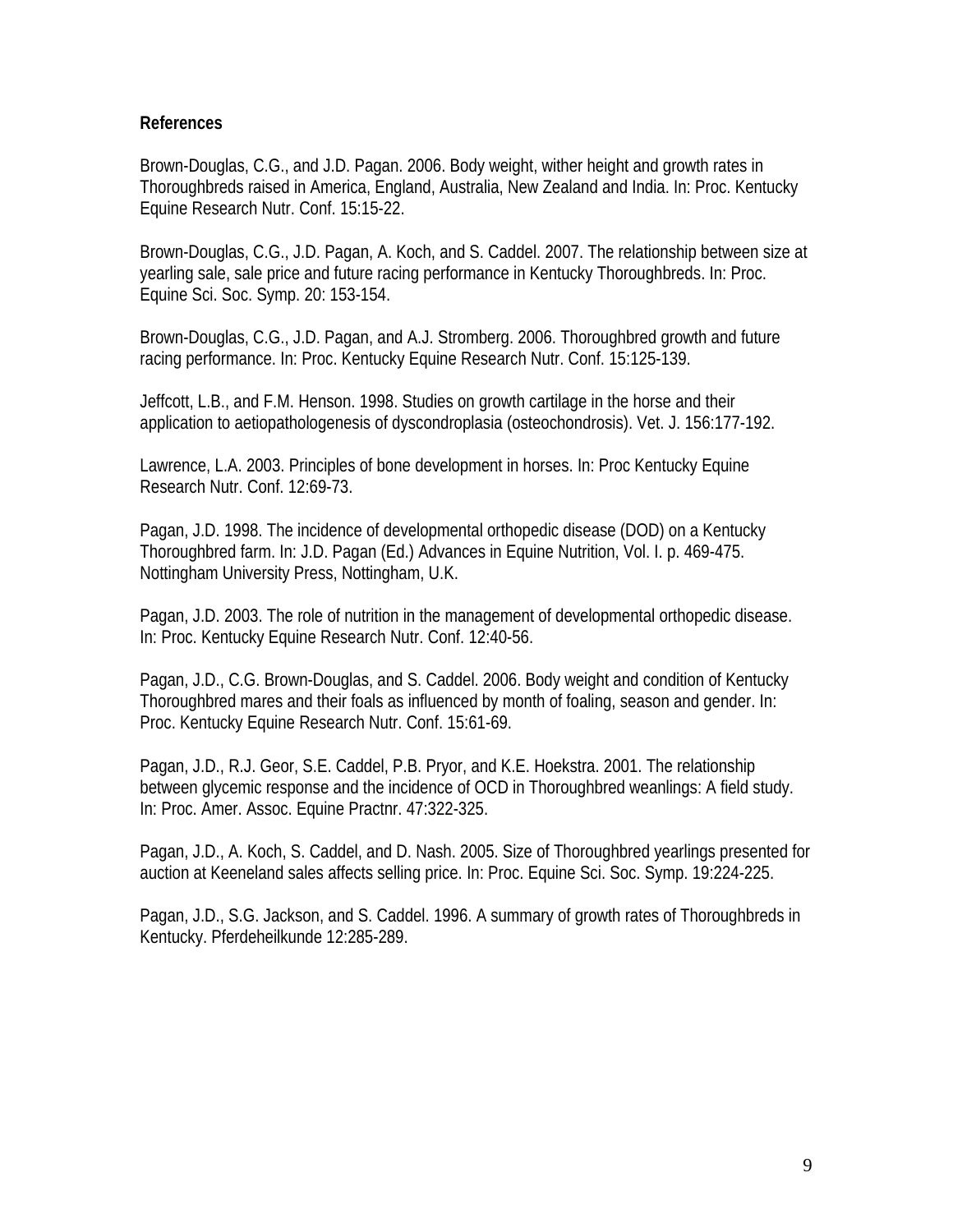**References**

Brown-Douglas, C.G., and J.D. Pagan. 2006. Body weight, wither height and growth rates in Thoroughbreds raised in America, England, Australia, New Zealand and India. In: Proc. Kentucky Equine Research Nutr. Conf. 15:15-22.

Brown-Douglas, C.G., J.D. Pagan, A. Koch, and S. Caddel. 2007. The relationship between size at yearling sale, sale price and future racing performance in Kentucky Thoroughbreds. In: Proc. Equine Sci. Soc. Symp. 20: 153-154.

Brown-Douglas, C.G., J.D. Pagan, and A.J. Stromberg. 2006. Thoroughbred growth and future racing performance. In: Proc. Kentucky Equine Research Nutr. Conf. 15:125-139.

Jeffcott, L.B., and F.M. Henson. 1998. Studies on growth cartilage in the horse and their application to aetiopathologenesis of dyscondroplasia (osteochondrosis). Vet. J. 156:177-192.

Lawrence, L.A. 2003. Principles of bone development in horses. In: Proc Kentucky Equine Research Nutr. Conf. 12:69-73.

Pagan, J.D. 1998. The incidence of developmental orthopedic disease (DOD) on a Kentucky Thoroughbred farm. In: J.D. Pagan (Ed.) Advances in Equine Nutrition, Vol. I. p. 469-475. Nottingham University Press, Nottingham, U.K.

Pagan, J.D. 2003. The role of nutrition in the management of developmental orthopedic disease. In: Proc. Kentucky Equine Research Nutr. Conf. 12:40-56.

Pagan, J.D., C.G. Brown-Douglas, and S. Caddel. 2006. Body weight and condition of Kentucky Thoroughbred mares and their foals as influenced by month of foaling, season and gender. In: Proc. Kentucky Equine Research Nutr. Conf. 15:61-69.

Pagan, J.D., R.J. Geor, S.E. Caddel, P.B. Pryor, and K.E. Hoekstra. 2001. The relationship between glycemic response and the incidence of OCD in Thoroughbred weanlings: A field study. In: Proc. Amer. Assoc. Equine Practnr. 47:322-325.

Pagan, J.D., A. Koch, S. Caddel, and D. Nash. 2005. Size of Thoroughbred yearlings presented for auction at Keeneland sales affects selling price. In: Proc. Equine Sci. Soc. Symp. 19:224-225.

Pagan, J.D., S.G. Jackson, and S. Caddel. 1996. A summary of growth rates of Thoroughbreds in Kentucky. Pferdeheilkunde 12:285-289.